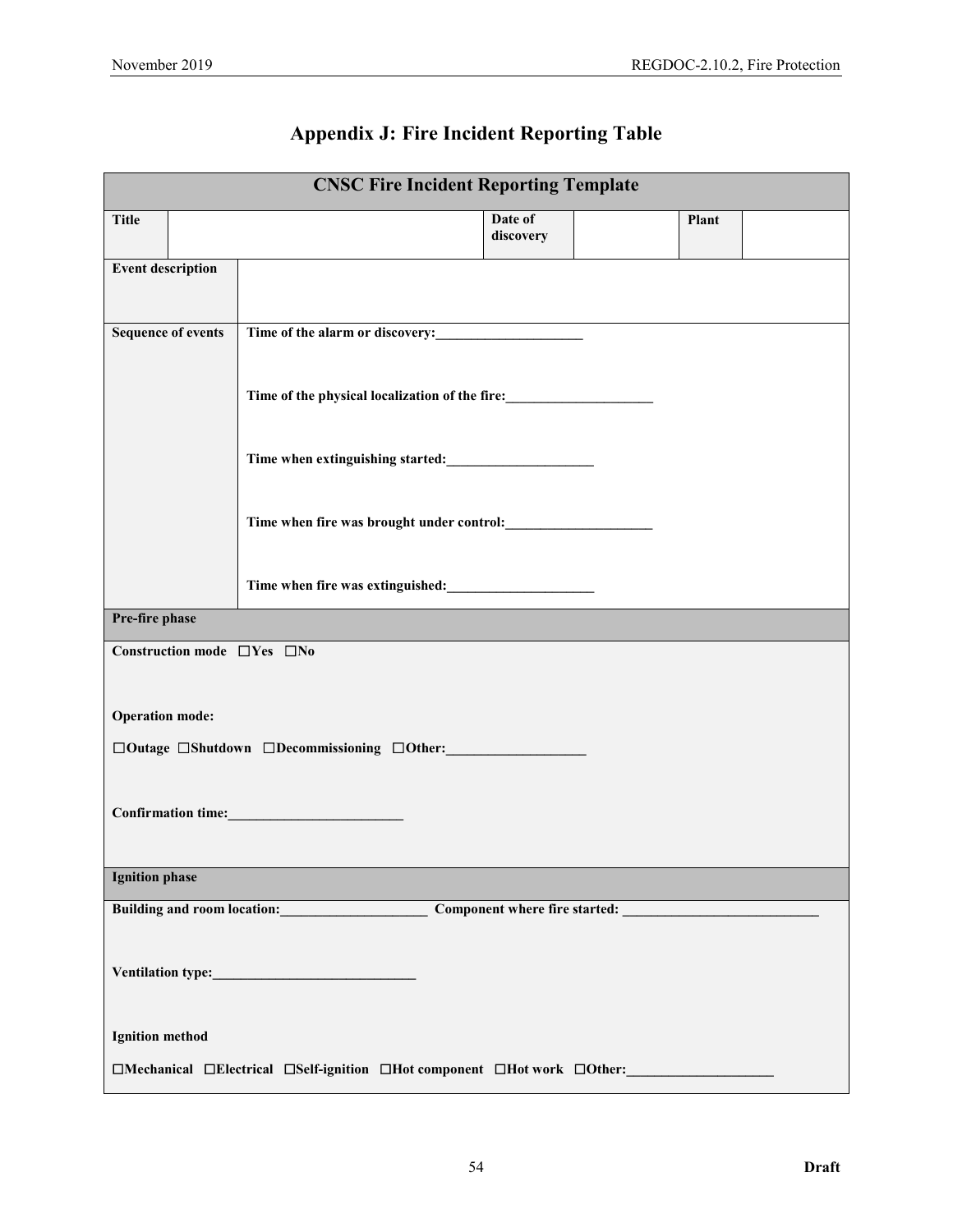# Appendix J: Fire Incident Reporting Table

| **CNSC Fire Incident Reporting Template** | | | | | |
|---|---|---|---|---|---|
| **Title** | | **Date of discovery** | | **Plant** | |
| **Event description** | | | | | |
| **Sequence of events** | **Time of the alarm or discovery:____________________**<br><br>**Time of the physical localization of the fire:____________________**<br><br>**Time when extinguishing started:____________________**<br><br>**Time when fire was brought under control:____________________**<br><br>**Time when fire was extinguished:____________________** | | | | |
| **Pre-fire phase** | | | | | |
| **Construction mode ☐Yes ☐No**<br><br>**Operation mode:**<br><br>**☐Outage ☐Shutdown ☐Decommissioning ☐Other:___________________**<br><br>**Confirmation time:________________________** | | | | | |
| **Ignition phase** | | | | | |
| **Building and room location:____________________ Component where fire started: ___________________________**<br><br>**Ventilation type:____________________________**<br><br>**Ignition method**<br><br>**☐Mechanical ☐Electrical ☐Self-ignition ☐Hot component ☐Hot work ☐Other:____________________** | | | | | |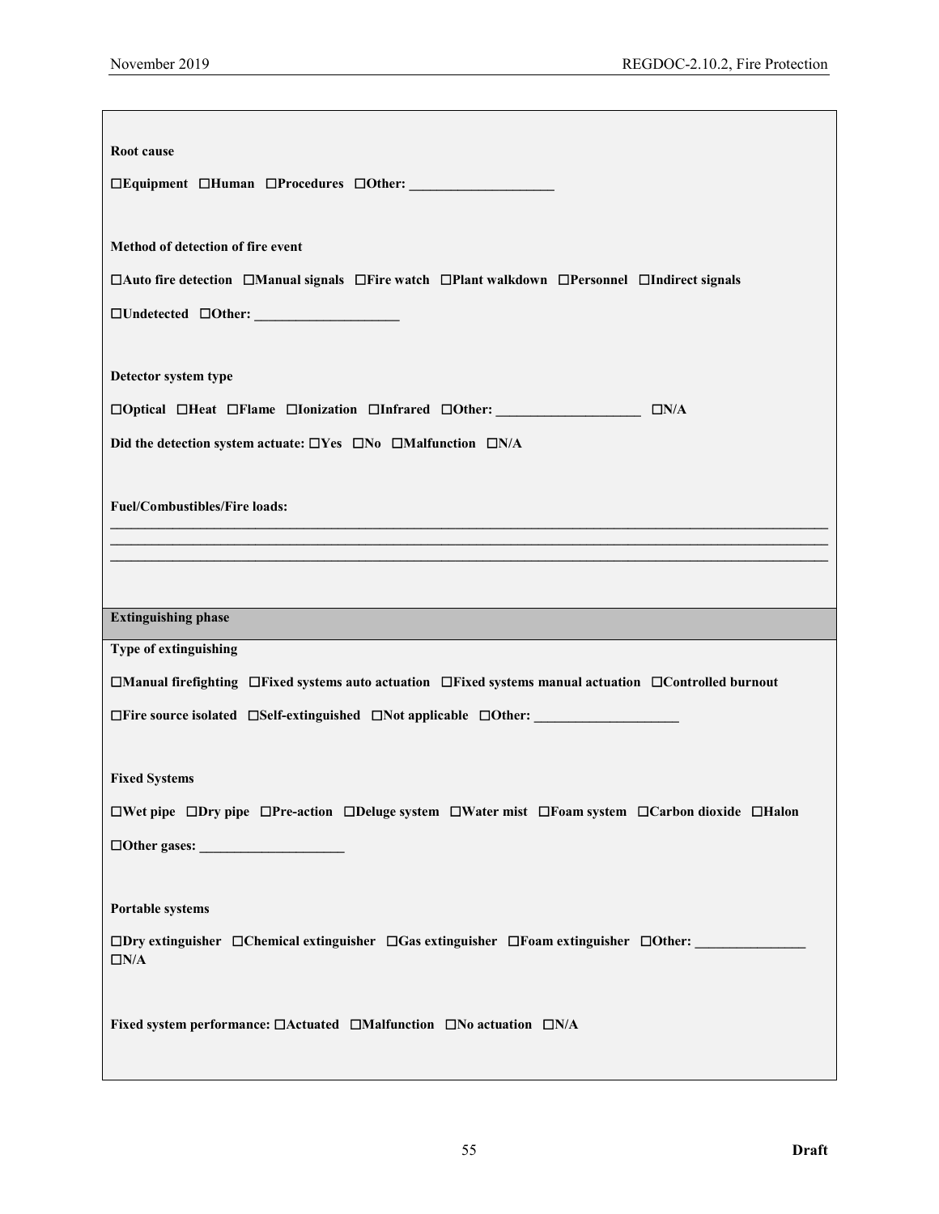**Root cause**

**☐Equipment ☐Human ☐Procedures ☐Other: ____________________**

**Method of detection of fire event**

**☐Auto fire detection ☐Manual signals ☐Fire watch ☐Plant walkdown ☐Personnel ☐Indirect signals**

**☐Undetected ☐Other: ____________________**

**Detector system type**

**☐Optical ☐Heat ☐Flame ☐Ionization ☐Infrared ☐Other: ____________________ ☐N/A**

**Did the detection system actuate: ☐Yes ☐No ☐Malfunction ☐N/A**

**Fuel/Combustibles/Fire loads:**

________________________________________________________________________________________________________________________________________________________________________________________________________________________________________________________________________________

**Extinguishing phase**

**Type of extinguishing**

**☐Manual firefighting ☐Fixed systems auto actuation ☐Fixed systems manual actuation ☐Controlled burnout**

**☐Fire source isolated ☐Self-extinguished ☐Not applicable ☐Other: ____________________**

**Fixed Systems**

**☐Wet pipe ☐Dry pipe ☐Pre-action ☐Deluge system ☐Water mist ☐Foam system ☐Carbon dioxide ☐Halon**

**☐Other gases: ____________________**

**Portable systems**

**☐Dry extinguisher ☐Chemical extinguisher ☐Gas extinguisher ☐Foam extinguisher ☐Other: _______________ ☐N/A**

**Fixed system performance: ☐Actuated ☐Malfunction ☐No actuation ☐N/A**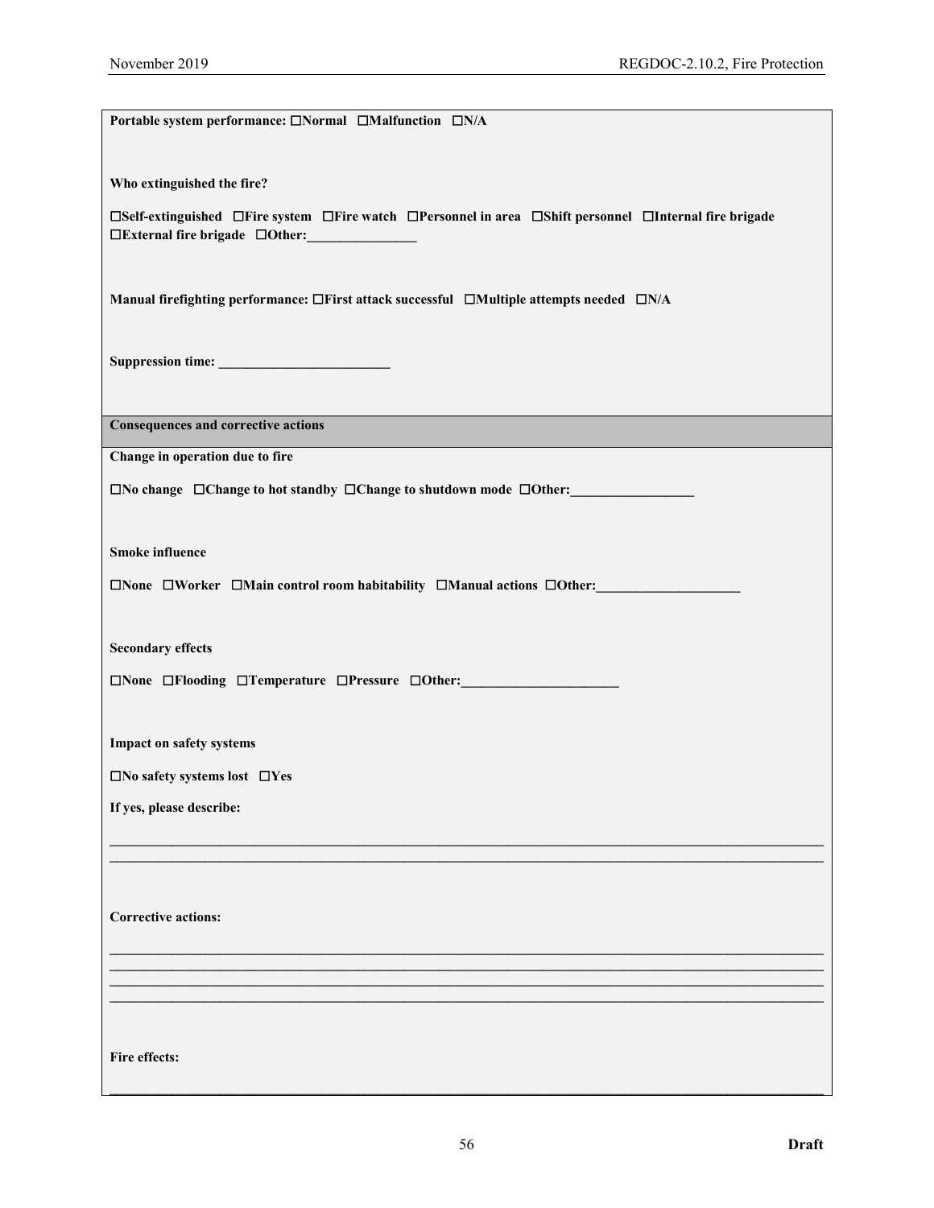**Portable system performance:** ☐Normal ☐Malfunction ☐N/A

**Who extinguished the fire?**

☐Self-extinguished ☐Fire system ☐Fire watch ☐Personnel in area ☐Shift personnel ☐Internal fire brigade ☐External fire brigade ☐Other:________________

**Manual firefighting performance:** ☐First attack successful ☐Multiple attempts needed ☐N/A

**Suppression time:** _________________________

**Consequences and corrective actions**

**Change in operation due to fire**

☐No change ☐Change to hot standby ☐Change to shutdown mode ☐Other:__________________

**Smoke influence**

☐None ☐Worker ☐Main control room habitability ☐Manual actions ☐Other:_____________________

**Secondary effects**

☐None ☐Flooding ☐Temperature ☐Pressure ☐Other:_______________________

**Impact on safety systems**

☐No safety systems lost ☐Yes

**If yes, please describe:**

________________________________________________________________________________________________
________________________________________________________________________________________________

**Corrective actions:**

________________________________________________________________________________________________
________________________________________________________________________________________________
________________________________________________________________________________________________
________________________________________________________________________________________________

**Fire effects:**

________________________________________________________________________________________________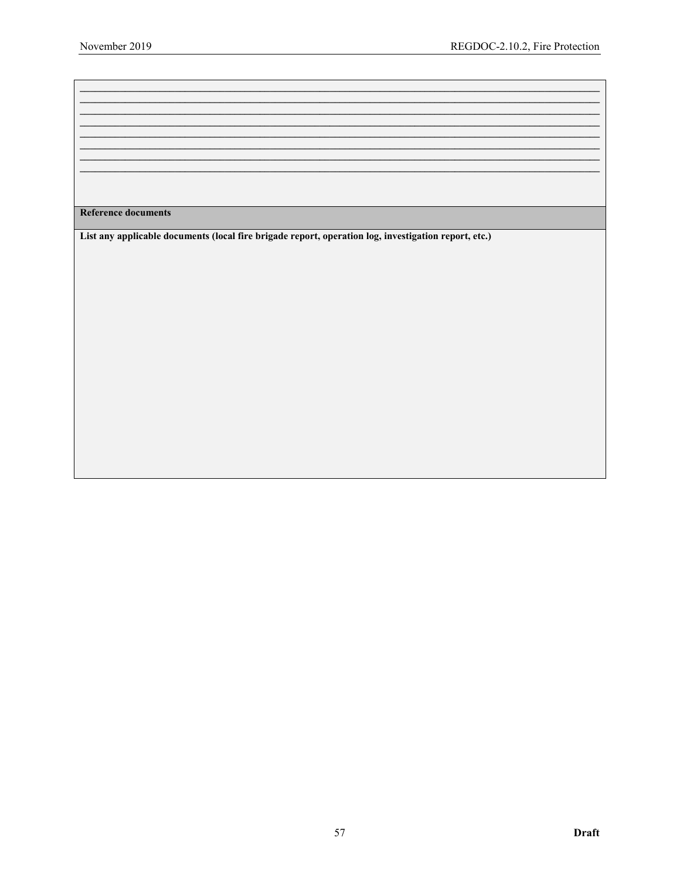\_\_\_\_\_\_\_\_\_\_\_\_\_\_\_\_\_\_\_\_\_\_\_\_\_\_\_\_\_\_\_\_\_\_\_\_\_\_\_\_\_\_\_\_\_\_\_\_\_\_\_\_\_\_\_\_\_\_\_\_\_\_\_\_\_\_\_\_\_\_\_\_\_\_\_\_\_\_\_\_
\_\_\_\_\_\_\_\_\_\_\_\_\_\_\_\_\_\_\_\_\_\_\_\_\_\_\_\_\_\_\_\_\_\_\_\_\_\_\_\_\_\_\_\_\_\_\_\_\_\_\_\_\_\_\_\_\_\_\_\_\_\_\_\_\_\_\_\_\_\_\_\_\_\_\_\_\_\_\_\_
\_\_\_\_\_\_\_\_\_\_\_\_\_\_\_\_\_\_\_\_\_\_\_\_\_\_\_\_\_\_\_\_\_\_\_\_\_\_\_\_\_\_\_\_\_\_\_\_\_\_\_\_\_\_\_\_\_\_\_\_\_\_\_\_\_\_\_\_\_\_\_\_\_\_\_\_\_\_\_\_
\_\_\_\_\_\_\_\_\_\_\_\_\_\_\_\_\_\_\_\_\_\_\_\_\_\_\_\_\_\_\_\_\_\_\_\_\_\_\_\_\_\_\_\_\_\_\_\_\_\_\_\_\_\_\_\_\_\_\_\_\_\_\_\_\_\_\_\_\_\_\_\_\_\_\_\_\_\_\_\_
\_\_\_\_\_\_\_\_\_\_\_\_\_\_\_\_\_\_\_\_\_\_\_\_\_\_\_\_\_\_\_\_\_\_\_\_\_\_\_\_\_\_\_\_\_\_\_\_\_\_\_\_\_\_\_\_\_\_\_\_\_\_\_\_\_\_\_\_\_\_\_\_\_\_\_\_\_\_\_\_
\_\_\_\_\_\_\_\_\_\_\_\_\_\_\_\_\_\_\_\_\_\_\_\_\_\_\_\_\_\_\_\_\_\_\_\_\_\_\_\_\_\_\_\_\_\_\_\_\_\_\_\_\_\_\_\_\_\_\_\_\_\_\_\_\_\_\_\_\_\_\_\_\_\_\_\_\_\_\_\_
\_\_\_\_\_\_\_\_\_\_\_\_\_\_\_\_\_\_\_\_\_\_\_\_\_\_\_\_\_\_\_\_\_\_\_\_\_\_\_\_\_\_\_\_\_\_\_\_\_\_\_\_\_\_\_\_\_\_\_\_\_\_\_\_\_\_\_\_\_\_\_\_\_\_\_\_\_\_\_\_
\_\_\_\_\_\_\_\_\_\_\_\_\_\_\_\_\_\_\_\_\_\_\_\_\_\_\_\_\_\_\_\_\_\_\_\_\_\_\_\_\_\_\_\_\_\_\_\_\_\_\_\_\_\_\_\_\_\_\_\_\_\_\_\_\_\_\_\_\_\_\_\_\_\_\_\_\_\_\_\_

| **Reference documents** |
| --- |
| **List any applicable documents (local fire brigade report, operation log, investigation report, etc.)** |